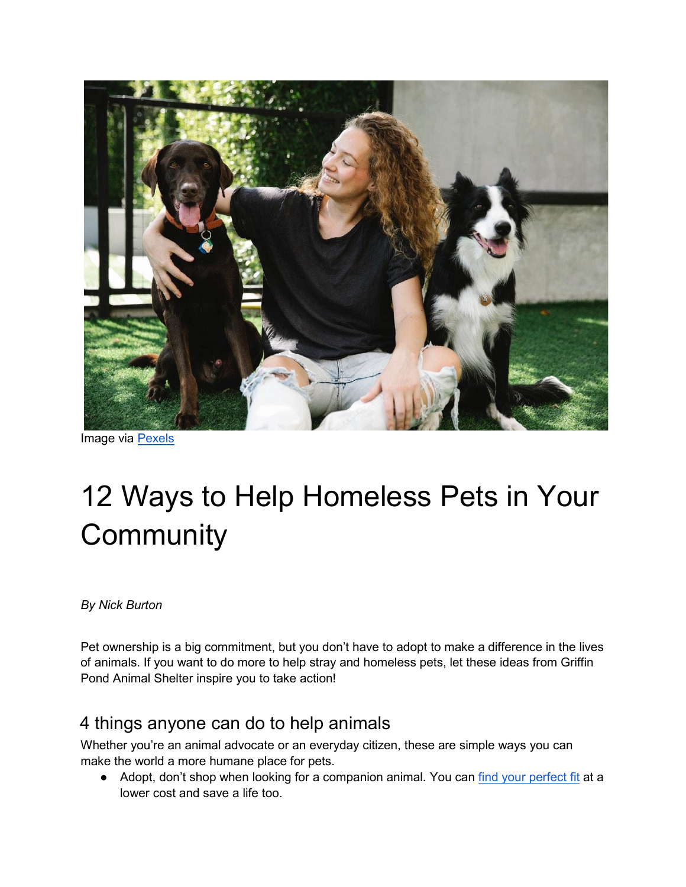Image via Pexels

# 12 Ways to Help Homeless Pets in Your Community

*By Nick Burton*

Pet ownership is a big commitment, but you don't have to adopt to make a difference in the lives of animals. If you want to do more to help stray and homeless pets, let these ideas from Griffin Pond Animal Shelter inspire you to take action!

## 4 things anyone can do to help animals

Whether you're an animal advocate or an everyday citizen, these are simple ways you can make the world a more humane place for pets.

- Adopt, don't shop when looking for a companion animal. You can find your perfect fit at a lower cost and save a life too.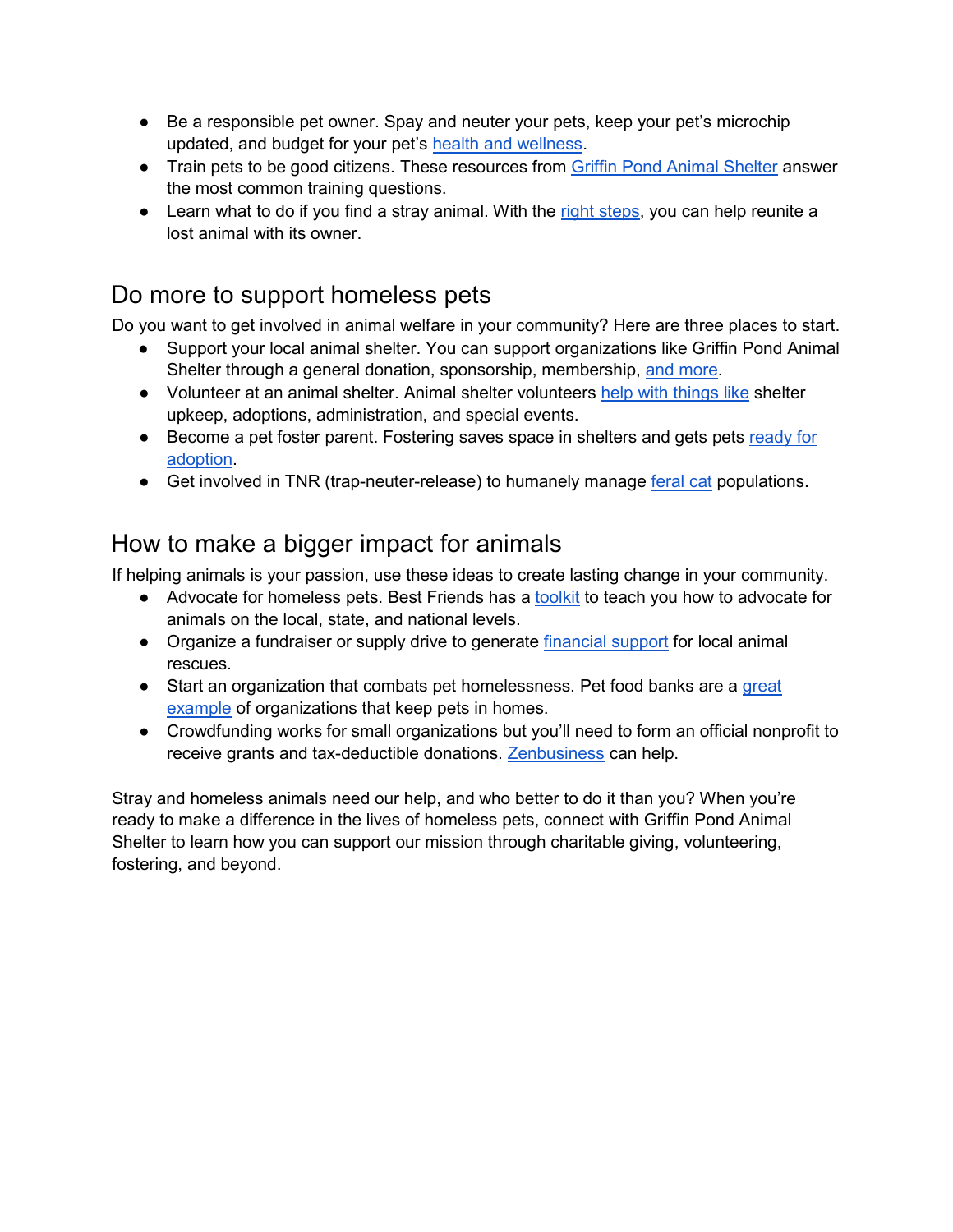- Be a responsible pet owner. Spay and neuter your pets, keep your pet's microchip updated, and budget for your pet's health and wellness.
- Train pets to be good citizens. These resources from Griffin Pond Animal Shelter answer the most common training questions.
- Learn what to do if you find a stray animal. With the right steps, you can help reunite a lost animal with its owner.

## Do more to support homeless pets

Do you want to get involved in animal welfare in your community? Here are three places to start.

- Support your local animal shelter. You can support organizations like Griffin Pond Animal Shelter through a general donation, sponsorship, membership, and more.
- Volunteer at an animal shelter. Animal shelter volunteers help with things like shelter upkeep, adoptions, administration, and special events.
- Become a pet foster parent. Fostering saves space in shelters and gets pets ready for adoption.
- Get involved in TNR (trap-neuter-release) to humanely manage feral cat populations.

## How to make a bigger impact for animals

If helping animals is your passion, use these ideas to create lasting change in your community.

- Advocate for homeless pets. Best Friends has a toolkit to teach you how to advocate for animals on the local, state, and national levels.
- Organize a fundraiser or supply drive to generate financial support for local animal rescues.
- Start an organization that combats pet homelessness. Pet food banks are a great example of organizations that keep pets in homes.
- Crowdfunding works for small organizations but you'll need to form an official nonprofit to receive grants and tax-deductible donations. Zenbusiness can help.

Stray and homeless animals need our help, and who better to do it than you? When you're ready to make a difference in the lives of homeless pets, connect with Griffin Pond Animal Shelter to learn how you can support our mission through charitable giving, volunteering, fostering, and beyond.